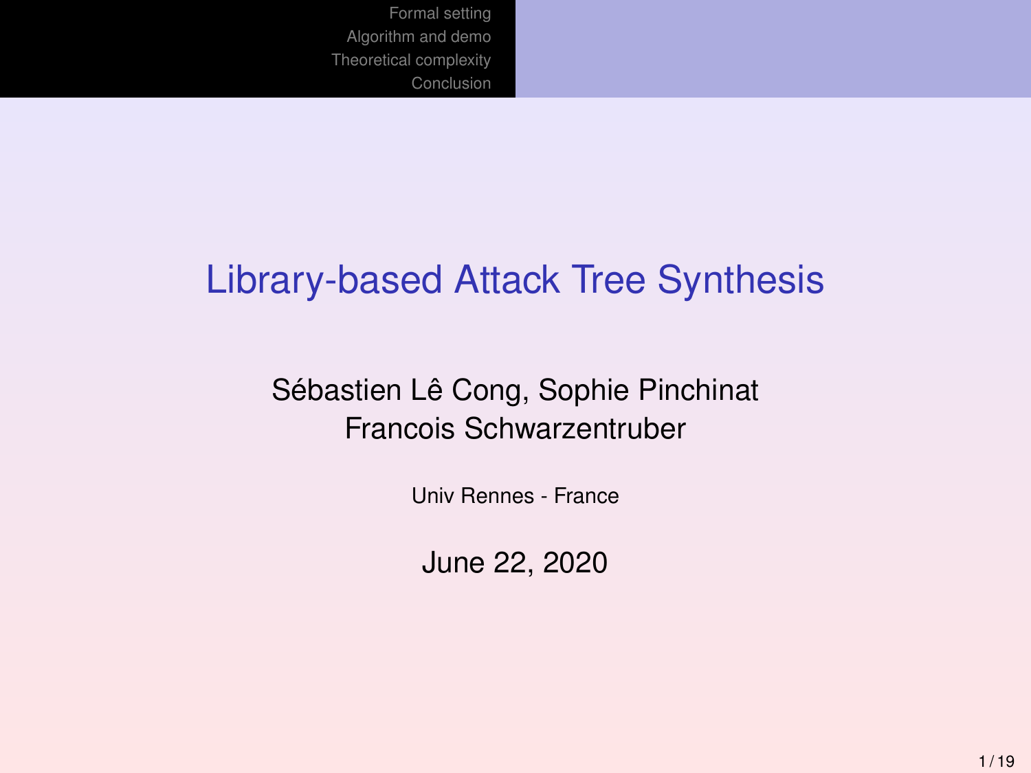# Library-based Attack Tree Synthesis

Sébastien Lê Cong, Sophie Pinchinat
Francois Schwarzentruber

Univ Rennes - France

June 22, 2020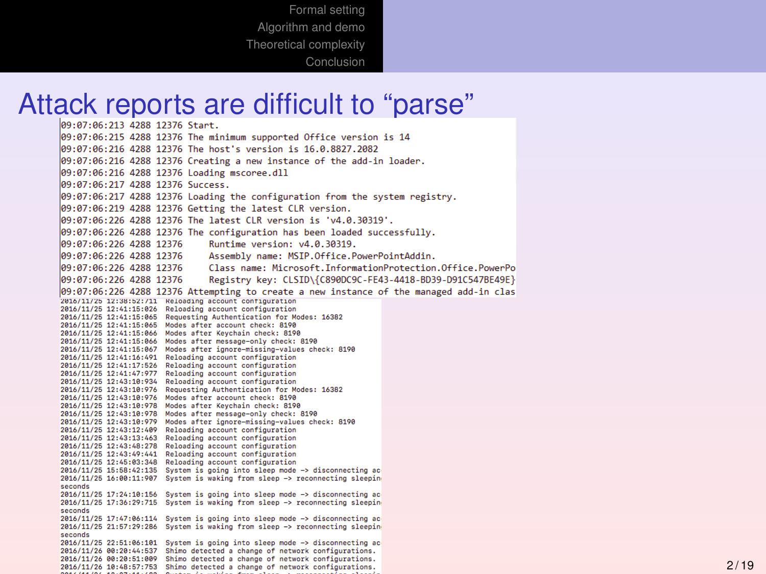# Attack reports are difficult to “parse”

```
09:07:06:213 4288 12376 Start.
09:07:06:215 4288 12376 The minimum supported Office version is 14
09:07:06:216 4288 12376 The host's version is 16.0.8827.2082
09:07:06:216 4288 12376 Creating a new instance of the add-in loader.
09:07:06:216 4288 12376 Loading mscoree.dll
09:07:06:217 4288 12376 Success.
09:07:06:217 4288 12376 Loading the configuration from the system registry.
09:07:06:219 4288 12376 Getting the latest CLR version.
09:07:06:226 4288 12376 The latest CLR version is 'v4.0.30319'.
09:07:06:226 4288 12376 The configuration has been loaded successfully.
09:07:06:226 4288 12376     Runtime version: v4.0.30319.
09:07:06:226 4288 12376     Assembly name: MSIP.Office.PowerPointAddin.
09:07:06:226 4288 12376     Class name: Microsoft.InformationProtection.Office.PowerPo
09:07:06:226 4288 12376     Registry key: CLSID\{C890DC9C-FE43-4418-BD39-D91C547BE49E}
09:07:06:226 4288 12376 Attempting to create a new instance of the managed add-in clas
```

```
2016/11/25 12:38:52:711  Reloading account configuration
2016/11/25 12:41:15:026  Reloading account configuration
2016/11/25 12:41:15:065  Requesting Authentication for Modes: 16382
2016/11/25 12:41:15:065  Modes after account check: 8190
2016/11/25 12:41:15:066  Modes after Keychain check: 8190
2016/11/25 12:41:15:066  Modes after message-only check: 8190
2016/11/25 12:41:15:067  Modes after ignore-missing-values check: 8190
2016/11/25 12:41:16:491  Reloading account configuration
2016/11/25 12:41:17:526  Reloading account configuration
2016/11/25 12:41:47:977  Reloading account configuration
2016/11/25 12:43:10:934  Reloading account configuration
2016/11/25 12:43:10:976  Requesting Authentication for Modes: 16382
2016/11/25 12:43:10:976  Modes after account check: 8190
2016/11/25 12:43:10:978  Modes after Keychain check: 8190
2016/11/25 12:43:10:978  Modes after message-only check: 8190
2016/11/25 12:43:10:979  Modes after ignore-missing-values check: 8190
2016/11/25 12:43:12:409  Reloading account configuration
2016/11/25 12:43:13:463  Reloading account configuration
2016/11/25 12:43:48:278  Reloading account configuration
2016/11/25 12:43:49:441  Reloading account configuration
2016/11/25 12:45:03:348  Reloading account configuration
2016/11/25 15:58:42:135  System is going into sleep mode -> disconnecting ac
2016/11/25 16:00:11:907  System is waking from sleep -> reconnecting sleepin
seconds
2016/11/25 17:24:10:156  System is going into sleep mode -> disconnecting ac
2016/11/25 17:36:29:715  System is waking from sleep -> reconnecting sleepin
seconds
2016/11/25 17:47:06:114  System is going into sleep mode -> disconnecting ac
2016/11/25 21:57:29:286  System is waking from sleep -> reconnecting sleepin
seconds
2016/11/25 22:51:06:101  System is going into sleep mode -> disconnecting ac
2016/11/26 00:20:44:537  Shimo detected a change of network configurations.
2016/11/26 00:20:51:009  Shimo detected a change of network configurations.
2016/11/26 10:48:57:753  Shimo detected a change of network configurations.
```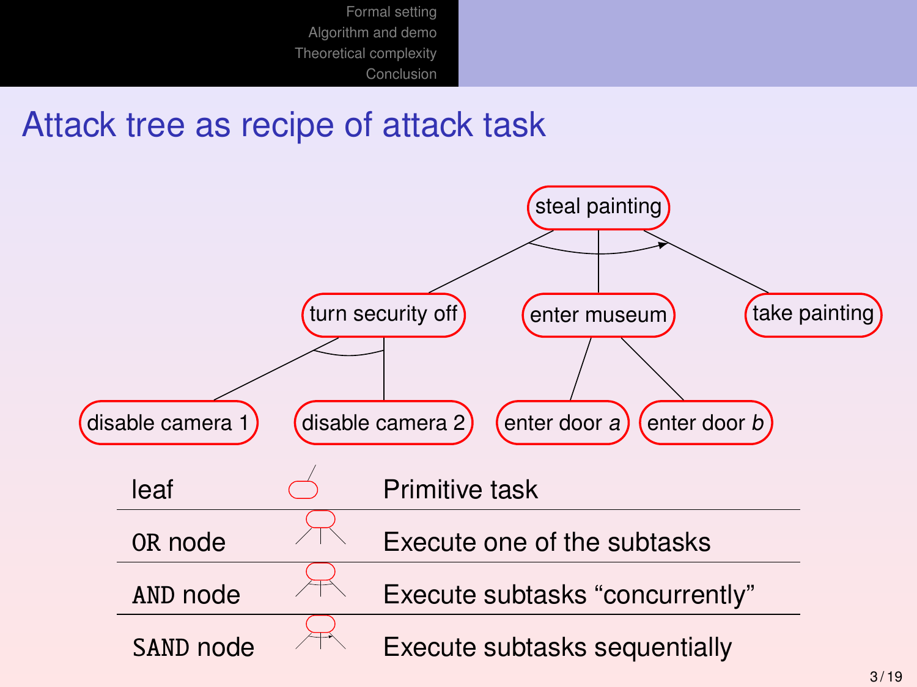# Attack tree as recipe of attack task

steal painting

turn security off | enter museum | take painting

disable camera 1 | disable camera 2 | enter door *a* | enter door *b*

| | | |
|---|---|---|
| leaf | | Primitive task |
| OR node | | Execute one of the subtasks |
| AND node | | Execute subtasks "concurrently" |
| SAND node | | Execute subtasks sequentially |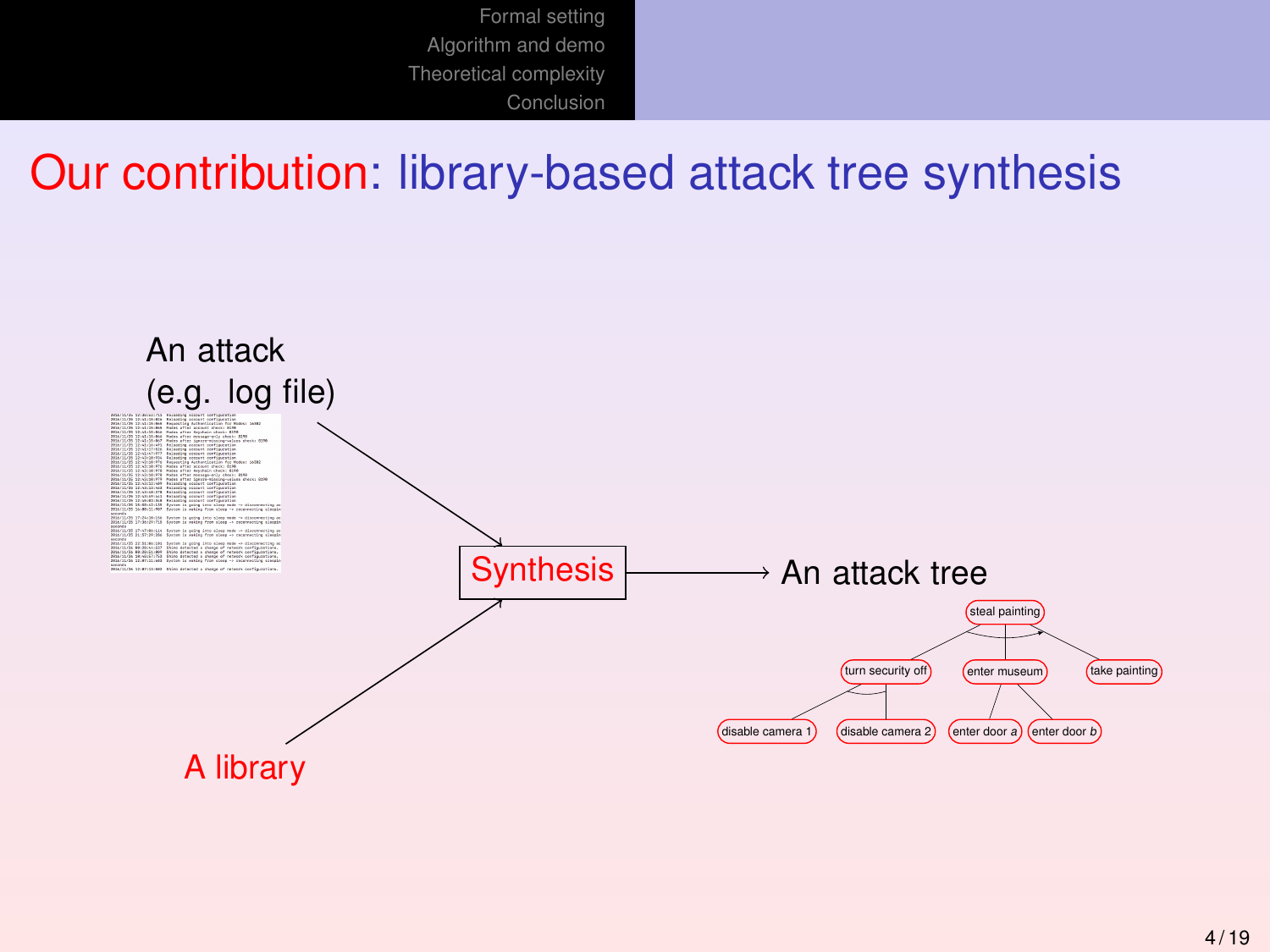# Our contribution: library-based attack tree synthesis

An attack
(e.g. log file)

Synthesis

A library

An attack tree

steal painting

turn security off

enter museum

take painting

disable camera 1

disable camera 2

enter door *a*

enter door *b*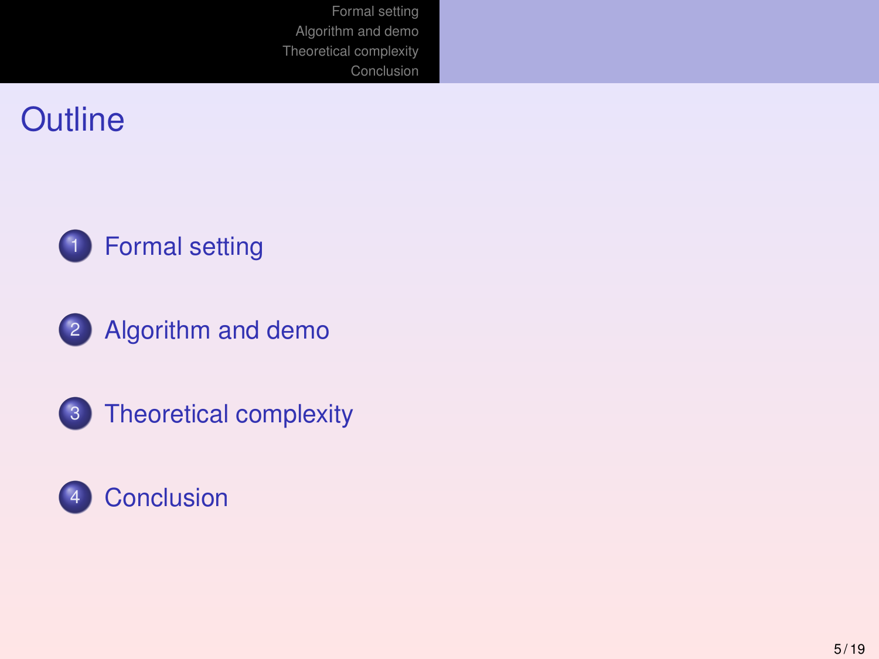# Outline

1. Formal setting
2. Algorithm and demo
3. Theoretical complexity
4. Conclusion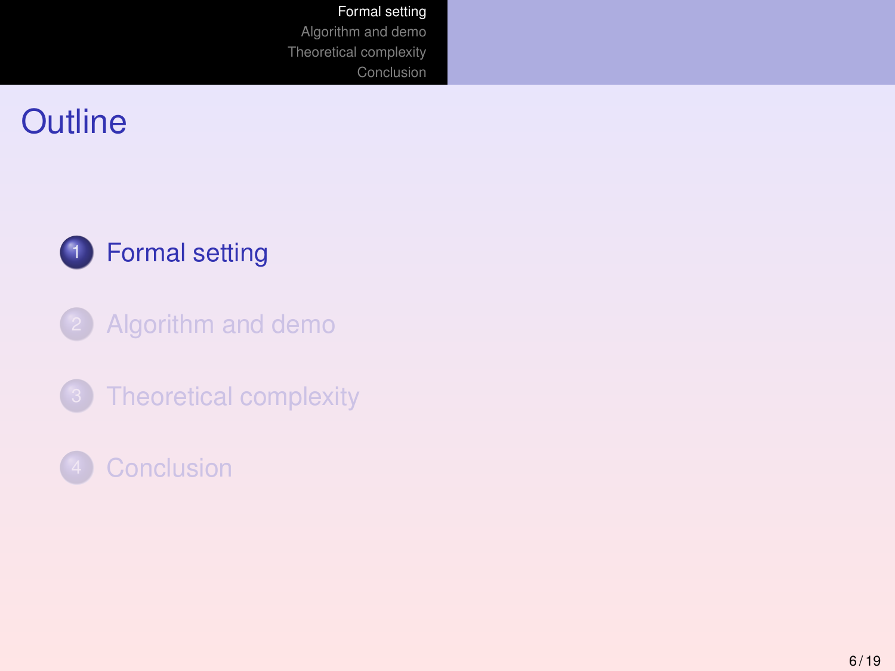# Outline

1. Formal setting
2. Algorithm and demo
3. Theoretical complexity
4. Conclusion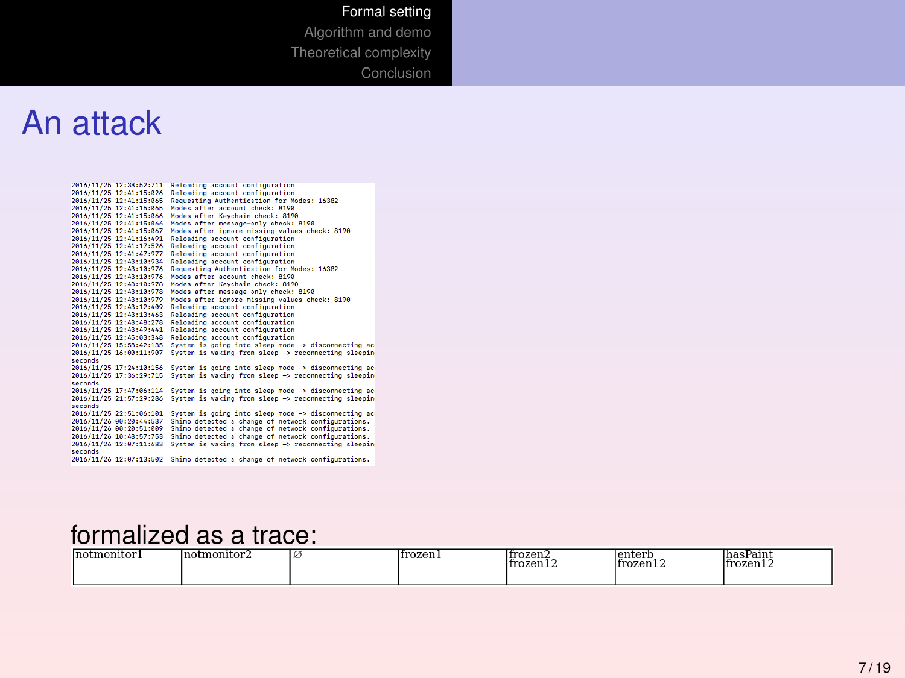# An attack

```
2016/11/25 12:38:52:711  Reloading account configuration
2016/11/25 12:41:15:026  Reloading account configuration
2016/11/25 12:41:15:065  Requesting Authentication for Nodes: 16382
2016/11/25 12:41:15:065  Modes after account check: 8190
2016/11/25 12:41:15:066  Modes after Keychain check: 8190
2016/11/25 12:41:15:066  Modes after message-only check: 8190
2016/11/25 12:41:15:067  Modes after ignore-missing-values check: 8190
2016/11/25 12:41:16:491  Reloading account configuration
2016/11/25 12:41:17:526  Reloading account configuration
2016/11/25 12:41:47:977  Reloading account configuration
2016/11/25 12:43:10:934  Reloading account configuration
2016/11/25 12:43:10:976  Requesting Authentication for Nodes: 16382
2016/11/25 12:43:10:976  Modes after account check: 8190
2016/11/25 12:43:10:978  Modes after Keychain check: 8190
2016/11/25 12:43:10:978  Modes after message-only check: 8190
2016/11/25 12:43:10:979  Modes after ignore-missing-values check: 8190
2016/11/25 12:43:12:409  Reloading account configuration
2016/11/25 12:43:13:463  Reloading account configuration
2016/11/25 12:43:48:278  Reloading account configuration
2016/11/25 12:43:49:441  Reloading account configuration
2016/11/25 12:45:03:348  Reloading account configuration
2016/11/25 15:58:42:135  System is going into sleep mode -> disconnecting ac
2016/11/25 16:00:11:907  System is waking from sleep -> reconnecting sleepin
seconds
2016/11/25 17:24:10:156  System is going into sleep mode -> disconnecting ac
2016/11/25 17:36:29:715  System is waking from sleep -> reconnecting sleepin
seconds
2016/11/25 17:47:06:114  System is going into sleep mode -> disconnecting ac
2016/11/25 21:57:29:286  System is waking from sleep -> reconnecting sleepin
seconds
2016/11/25 22:51:06:101  System is going into sleep mode -> disconnecting ac
2016/11/26 00:20:44:537  Shimo detected a change of network configurations.
2016/11/26 00:20:51:909  Shimo detected a change of network configurations.
2016/11/26 10:48:57:753  Shimo detected a change of network configurations.
2016/11/26 12:07:11:683  System is waking from sleep -> reconnecting sleepin
seconds
2016/11/26 12:07:13:502  Shimo detected a change of network configurations.
```

formalized as a trace:

| notmonitor1 | notmonitor2 | $\emptyset$ | frozen1 | frozen2 frozen12 | enterb frozen12 | hasPaint frozen12 |
|---|---|---|---|---|---|---|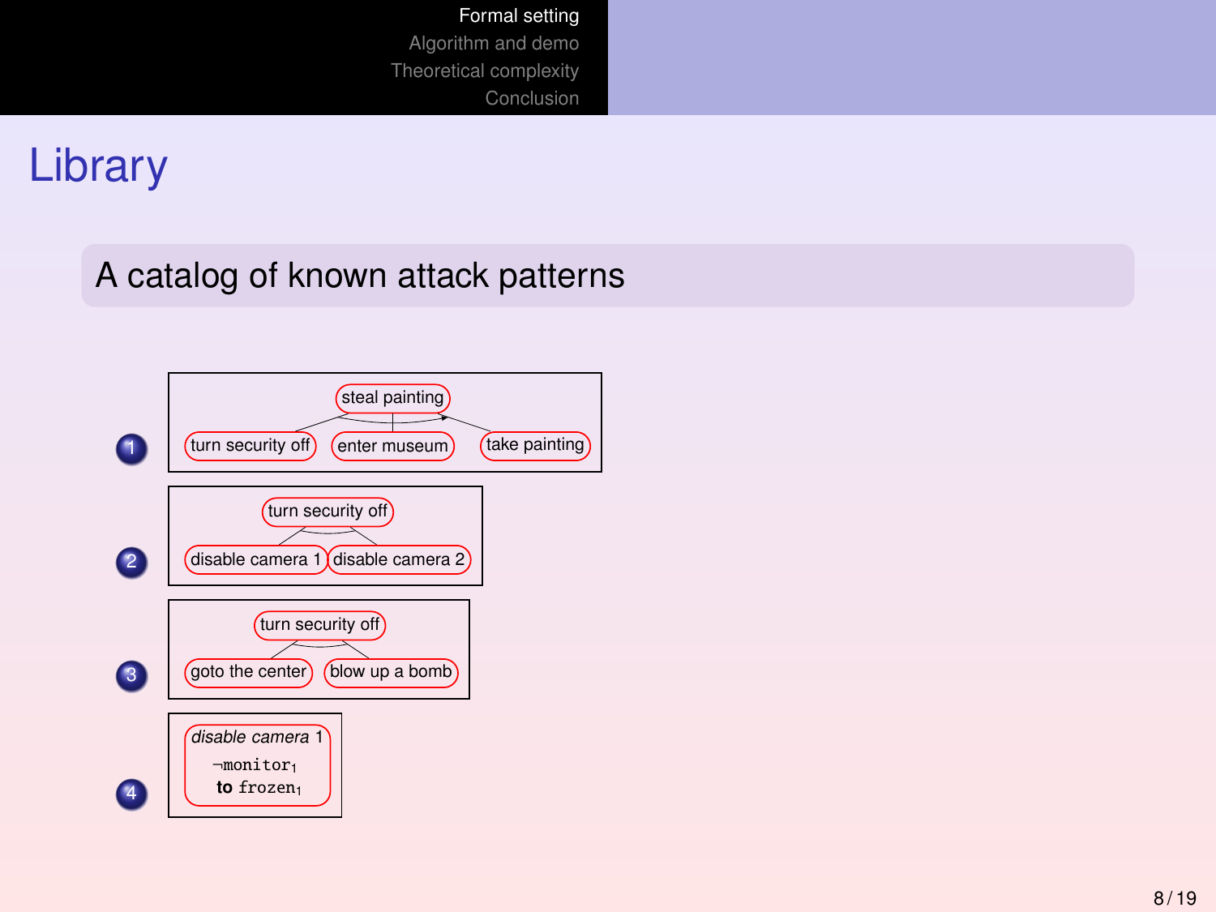# Library

## A catalog of known attack patterns

1. steal painting: turn security off, enter museum, take painting
2. turn security off: disable camera 1, disable camera 2
3. turn security off: goto the center, blow up a bomb
4. *disable camera* 1: $\neg$monitor$_1$ **to** frozen$_1$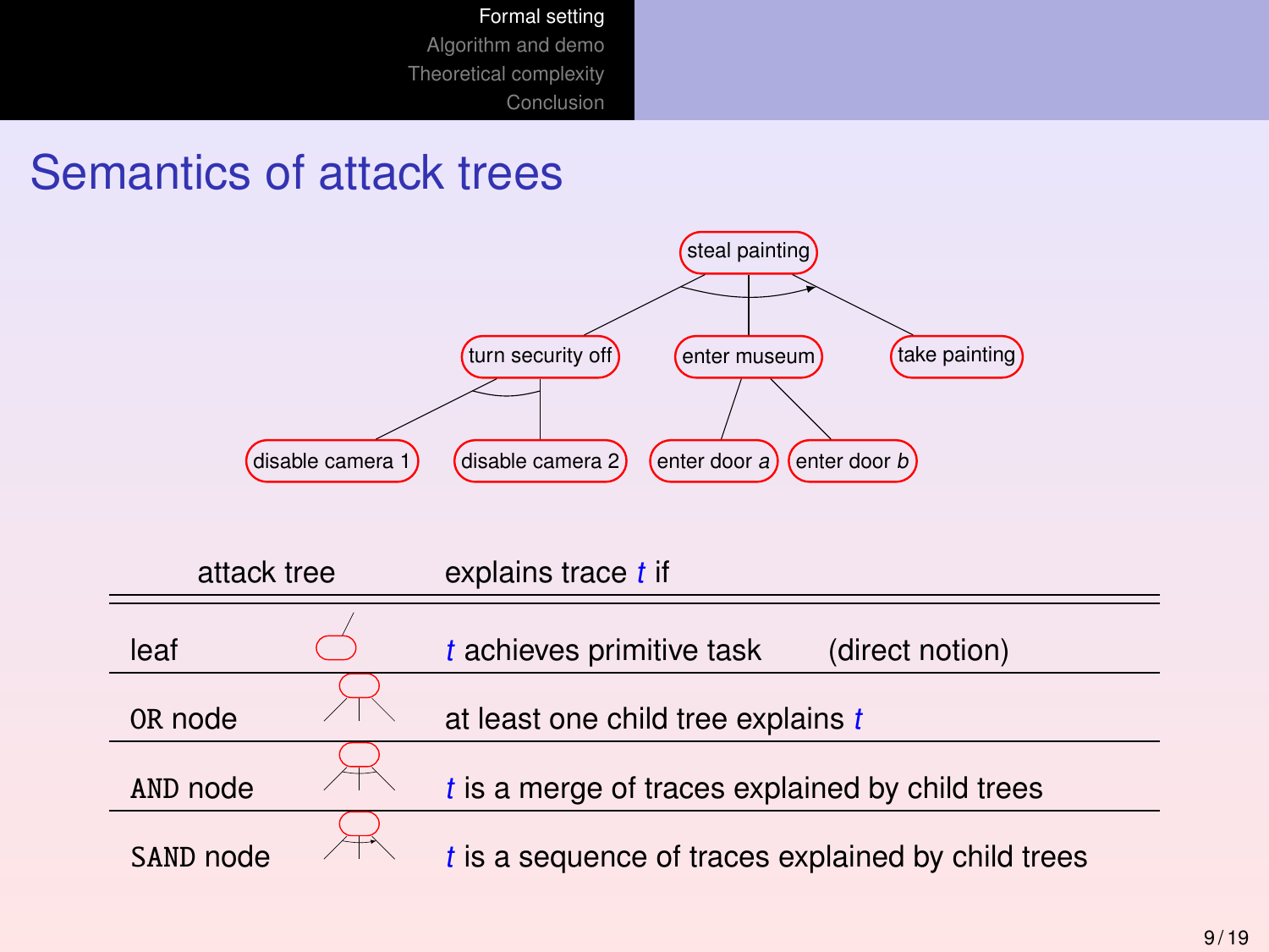# Semantics of attack trees

steal painting
- turn security off
  - disable camera 1
  - disable camera 2
- enter museum
  - enter door $a$
  - enter door $b$
- take painting

| attack tree | | explains trace $t$ if |
|---|---|---|
| leaf | | $t$ achieves primitive task (direct notion) |
| OR node | | at least one child tree explains $t$ |
| AND node | | $t$ is a merge of traces explained by child trees |
| SAND node | | $t$ is a sequence of traces explained by child trees |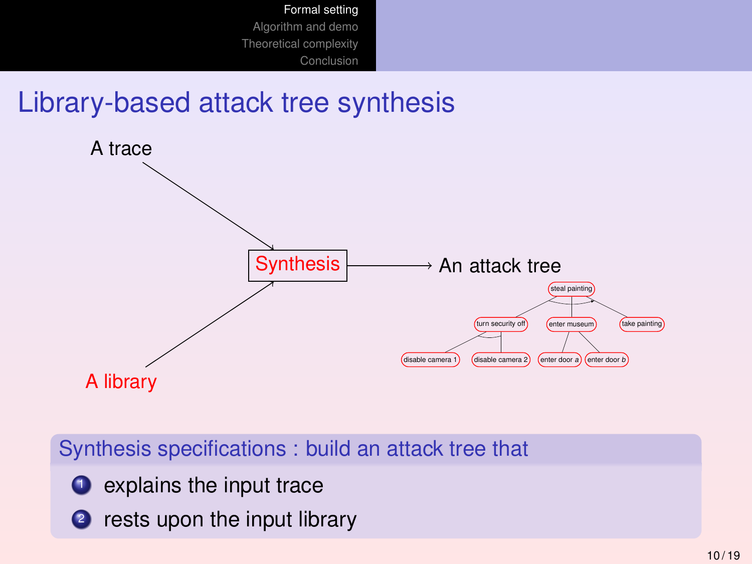# Library-based attack tree synthesis

A trace

Synthesis

An attack tree

A library

steal painting

turn security off

enter museum

take painting

disable camera 1

disable camera 2

enter door *a*

enter door *b*

**Synthesis specifications : build an attack tree that**

1. explains the input trace
2. rests upon the input library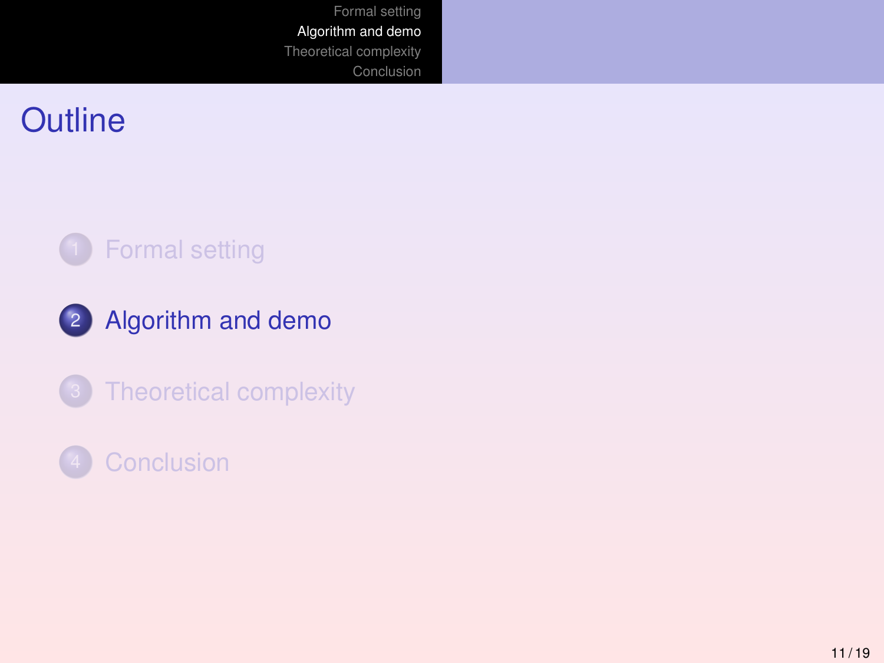# Outline

1. Formal setting
2. Algorithm and demo
3. Theoretical complexity
4. Conclusion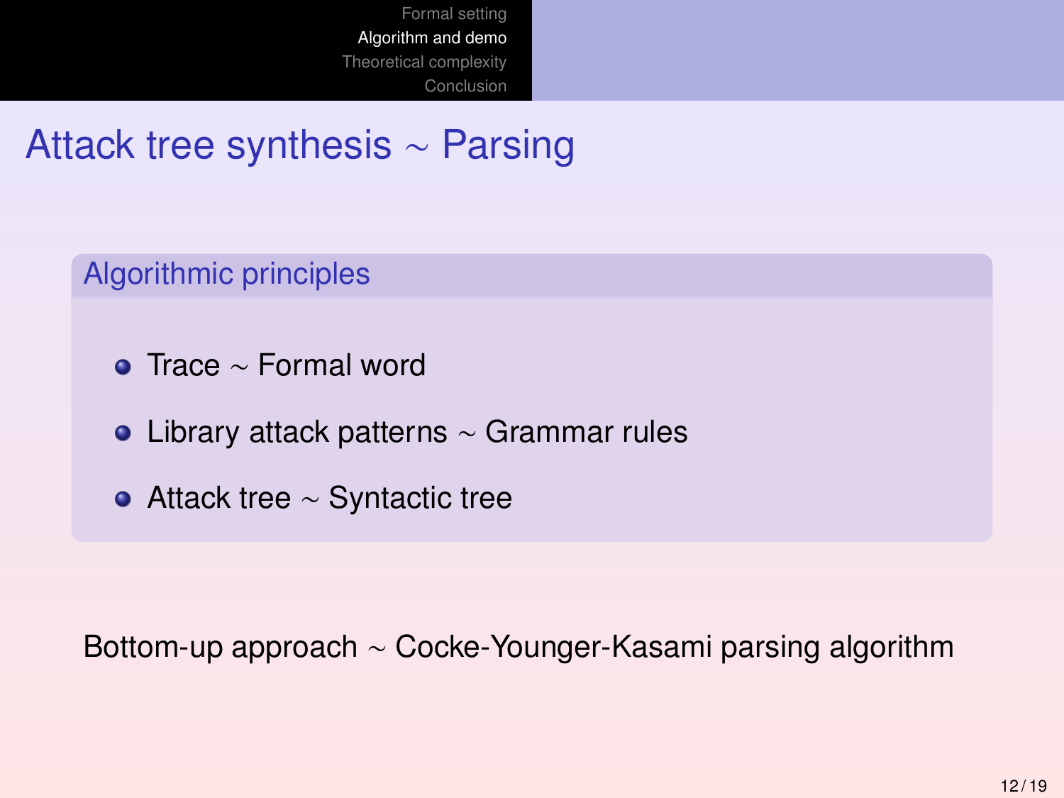# Attack tree synthesis $\sim$ Parsing

### Algorithmic principles

- Trace $\sim$ Formal word
- Library attack patterns $\sim$ Grammar rules
- Attack tree $\sim$ Syntactic tree

Bottom-up approach $\sim$ Cocke-Younger-Kasami parsing algorithm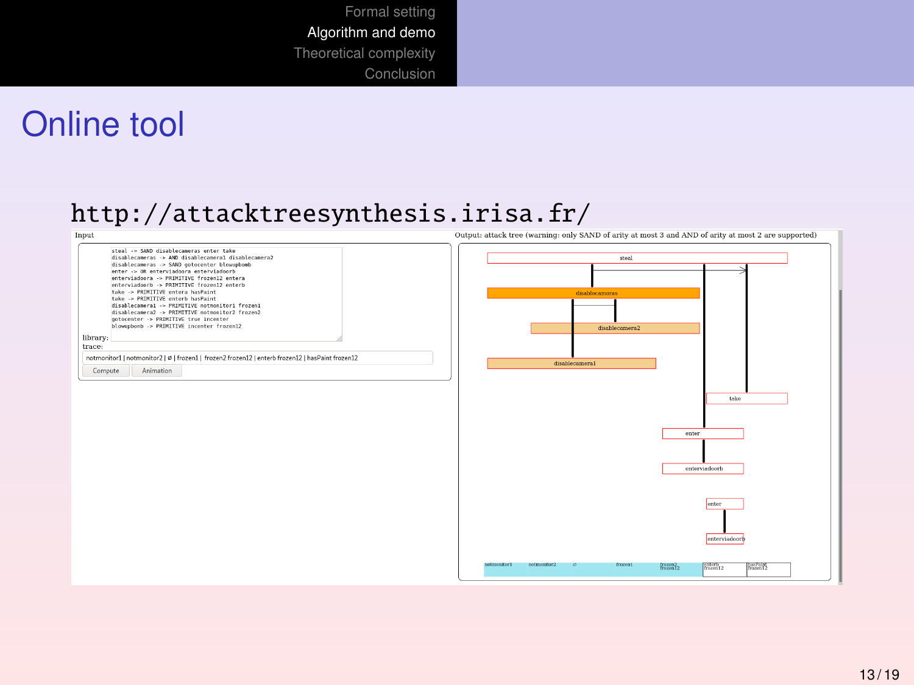# Online tool

http://attacktreesynthesis.irisa.fr/

Input

```
steal -> SAND disablecameras enter take
disablecameras -> AND disablecamera1 disablecamera2
disablecameras -> SAND gotocenter blowupbomb
enter -> OR enterviadoora enterviadoorb
enterviadoora -> PRIMITIVE frozen12 entera
enterviadoorb -> PRIMITIVE frozen12 enterb
take -> PRIMITIVE entera hasPaint
take -> PRIMITIVE enterb hasPaint
disablecamera1 -> PRIMITIVE notmonitor1 frozen1
disablecamera2 -> PRIMITIVE notmonitor2 frozen2
gotocenter -> PRIMITIVE true incenter
blowupbomb -> PRIMITIVE incenter frozen12
```

library:

trace:

notmonitor1 | notmonitor2 | ∅ | frozen1 | frozen2 frozen12 | enterb frozen12 | hasPaint frozen12

Compute | Animation

Output: attack tree (warning: only SAND of arity at most 3 and AND of arity at most 2 are supported)

steal

disablecameras

disablecamera2

disablecamera1

take

enter

enterviadoorb

enter

enterviadoorb

notmonitor1 | notmonitor2 | ∅ | frozen1 | frozen2 frozen12 | enterb frozen12 | hasPaint frozen12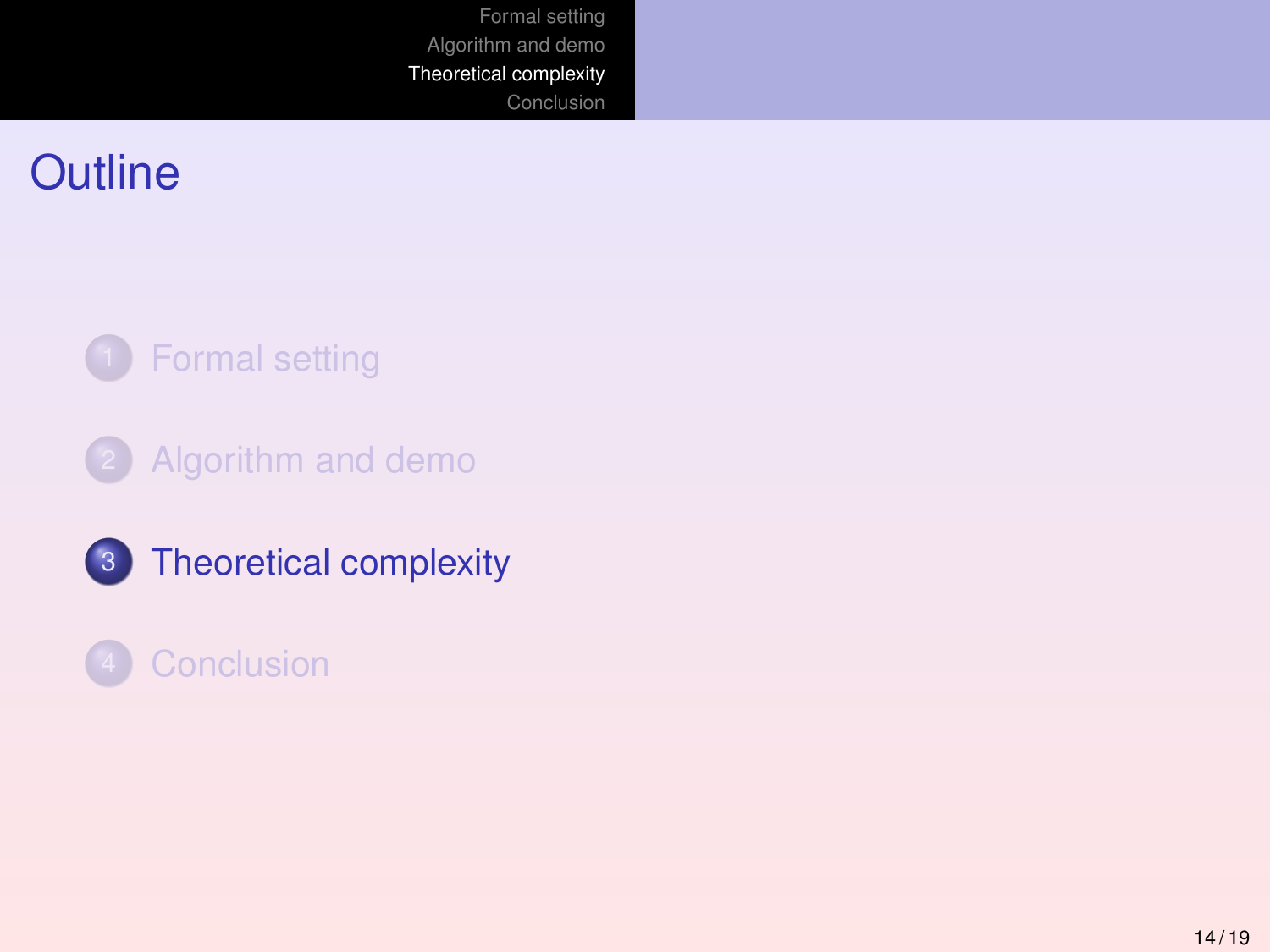# Outline

1. Formal setting
2. Algorithm and demo
3. Theoretical complexity
4. Conclusion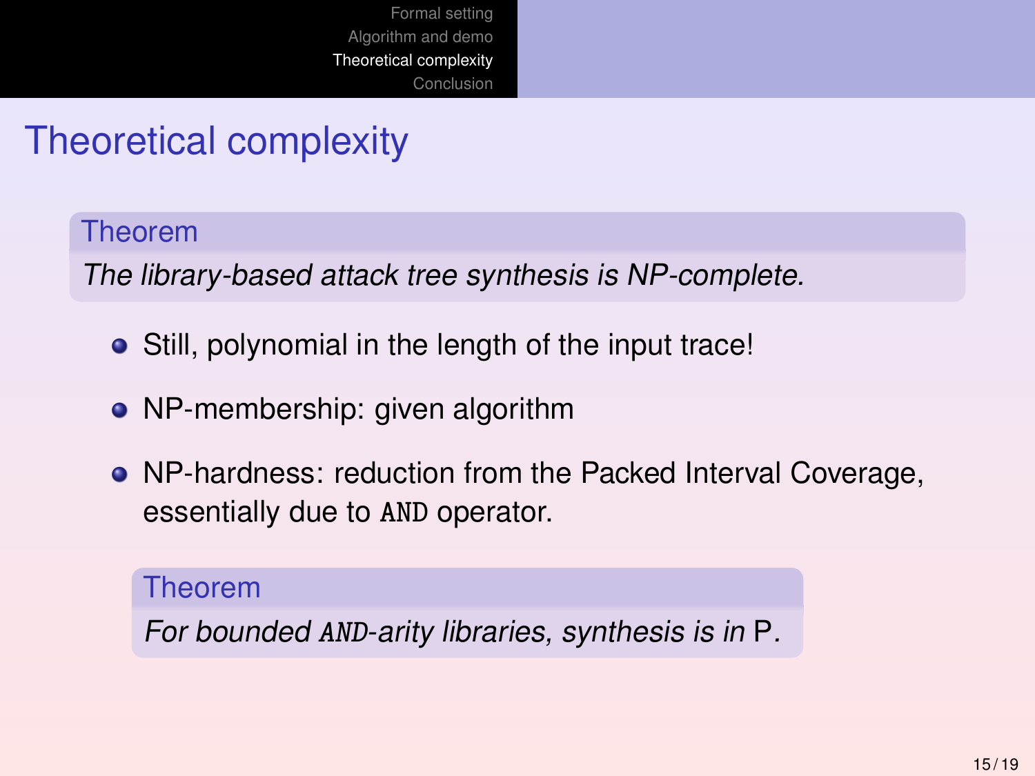# Theoretical complexity

**Theorem**

*The library-based attack tree synthesis is NP-complete.*

- Still, polynomial in the length of the input trace!
- NP-membership: given algorithm
- NP-hardness: reduction from the Packed Interval Coverage, essentially due to `AND` operator.

**Theorem**

*For bounded `AND`-arity libraries, synthesis is in* P*.*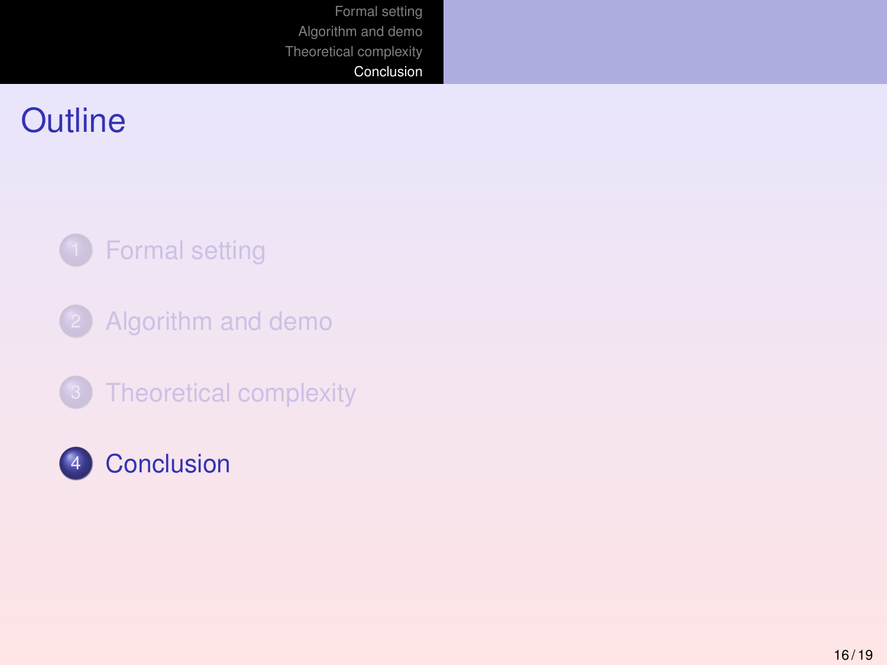# Outline

1. Formal setting
2. Algorithm and demo
3. Theoretical complexity
4. Conclusion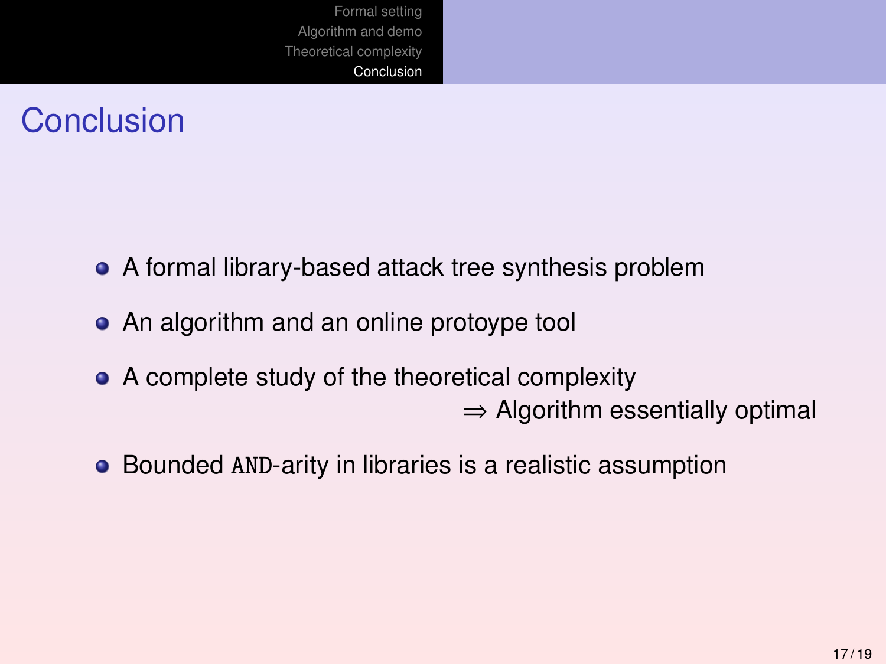# Conclusion

- A formal library-based attack tree synthesis problem
- An algorithm and an online protoype tool
- A complete study of the theoretical complexity
  $\Rightarrow$ Algorithm essentially optimal
- Bounded `AND`-arity in libraries is a realistic assumption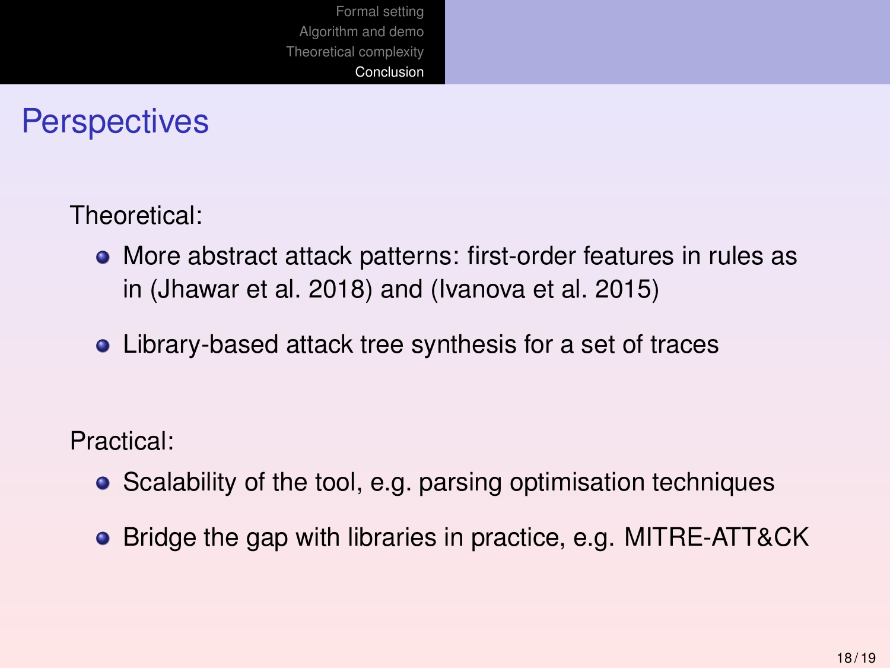## Perspectives

Theoretical:

- More abstract attack patterns: first-order features in rules as in (Jhawar et al. 2018) and (Ivanova et al. 2015)
- Library-based attack tree synthesis for a set of traces

Practical:

- Scalability of the tool, e.g. parsing optimisation techniques
- Bridge the gap with libraries in practice, e.g. MITRE-ATT&CK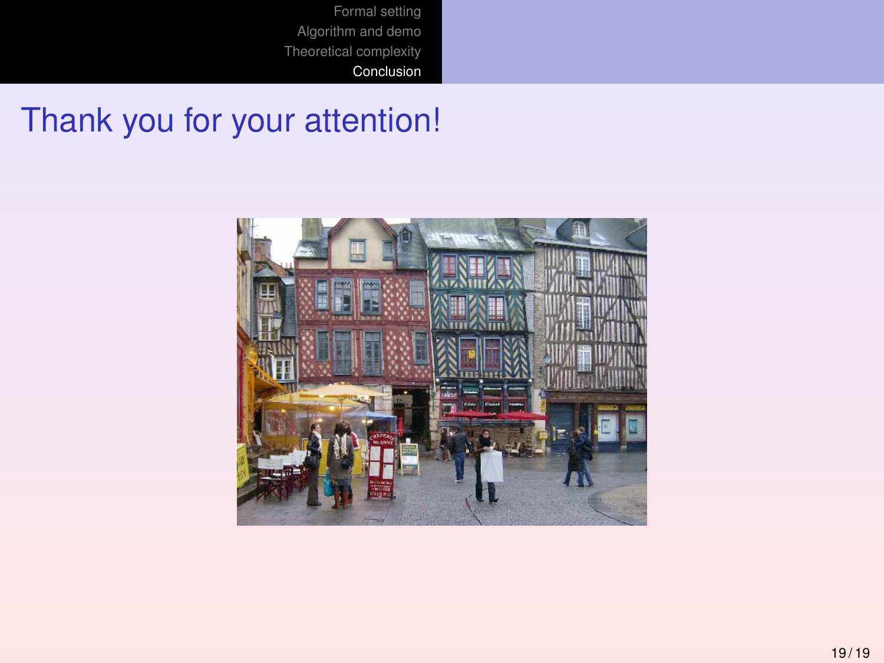# Thank you for your attention!